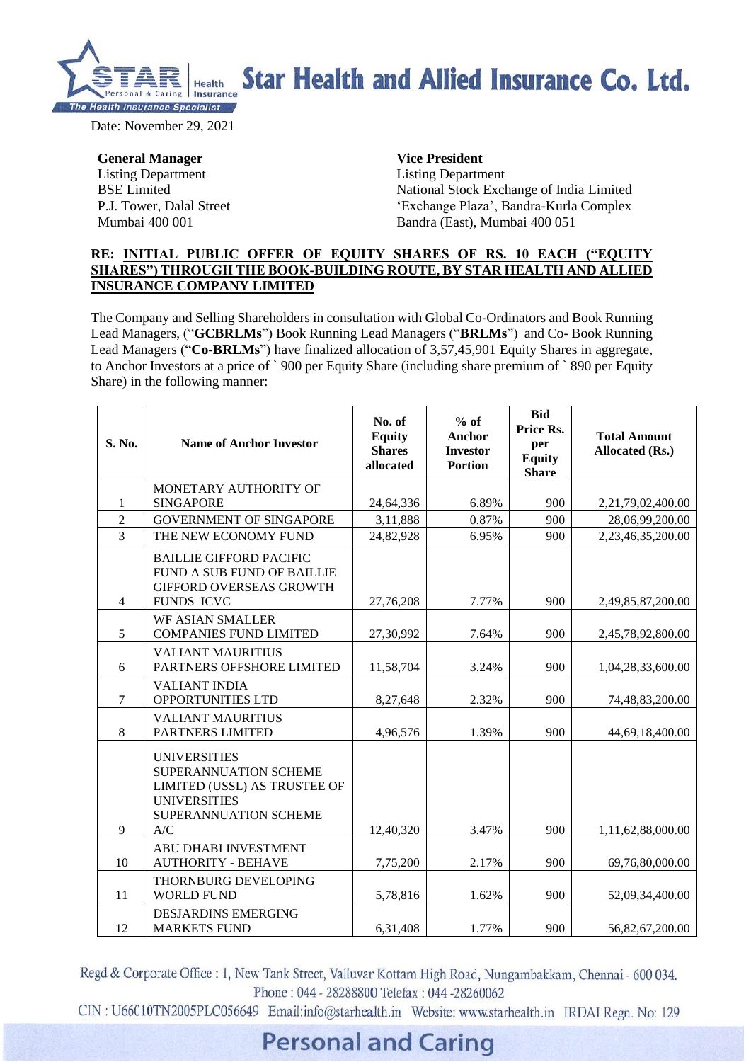Date: November 29, 2021

**General Manager**
Listing Department
BSE Limited
P.J. Tower, Dalal Street
Mumbai 400 001

**Vice President**
Listing Department
National Stock Exchange of India Limited
'Exchange Plaza', Bandra-Kurla Complex
Bandra (East), Mumbai 400 051

**RE: INITIAL PUBLIC OFFER OF EQUITY SHARES OF RS. 10 EACH ("EQUITY SHARES") THROUGH THE BOOK-BUILDING ROUTE, BY STAR HEALTH AND ALLIED INSURANCE COMPANY LIMITED**

The Company and Selling Shareholders in consultation with Global Co-Ordinators and Book Running Lead Managers, ("**GCBRLMs**") Book Running Lead Managers ("**BRLMs**") and Co- Book Running Lead Managers ("**Co-BRLMs**") have finalized allocation of 3,57,45,901 Equity Shares in aggregate, to Anchor Investors at a price of ` 900 per Equity Share (including share premium of ` 890 per Equity Share) in the following manner:

| S. No. | Name of Anchor Investor | No. of Equity Shares allocated | % of Anchor Investor Portion | Bid Price Rs. per Equity Share | Total Amount Allocated (Rs.) |
|---|---|---|---|---|---|
| 1 | MONETARY AUTHORITY OF SINGAPORE | 24,64,336 | 6.89% | 900 | 2,21,79,02,400.00 |
| 2 | GOVERNMENT OF SINGAPORE | 3,11,888 | 0.87% | 900 | 28,06,99,200.00 |
| 3 | THE NEW ECONOMY FUND | 24,82,928 | 6.95% | 900 | 2,23,46,35,200.00 |
| 4 | BAILLIE GIFFORD PACIFIC FUND A SUB FUND OF BAILLIE GIFFORD OVERSEAS GROWTH FUNDS ICVC | 27,76,208 | 7.77% | 900 | 2,49,85,87,200.00 |
| 5 | WF ASIAN SMALLER COMPANIES FUND LIMITED | 27,30,992 | 7.64% | 900 | 2,45,78,92,800.00 |
| 6 | VALIANT MAURITIUS PARTNERS OFFSHORE LIMITED | 11,58,704 | 3.24% | 900 | 1,04,28,33,600.00 |
| 7 | VALIANT INDIA OPPORTUNITIES LTD | 8,27,648 | 2.32% | 900 | 74,48,83,200.00 |
| 8 | VALIANT MAURITIUS PARTNERS LIMITED | 4,96,576 | 1.39% | 900 | 44,69,18,400.00 |
| 9 | UNIVERSITIES SUPERANNUATION SCHEME LIMITED (USSL) AS TRUSTEE OF UNIVERSITIES SUPERANNUATION SCHEME A/C | 12,40,320 | 3.47% | 900 | 1,11,62,88,000.00 |
| 10 | ABU DHABI INVESTMENT AUTHORITY - BEHAVE | 7,75,200 | 2.17% | 900 | 69,76,80,000.00 |
| 11 | THORNBURG DEVELOPING WORLD FUND | 5,78,816 | 1.62% | 900 | 52,09,34,400.00 |
| 12 | DESJARDINS EMERGING MARKETS FUND | 6,31,408 | 1.77% | 900 | 56,82,67,200.00 |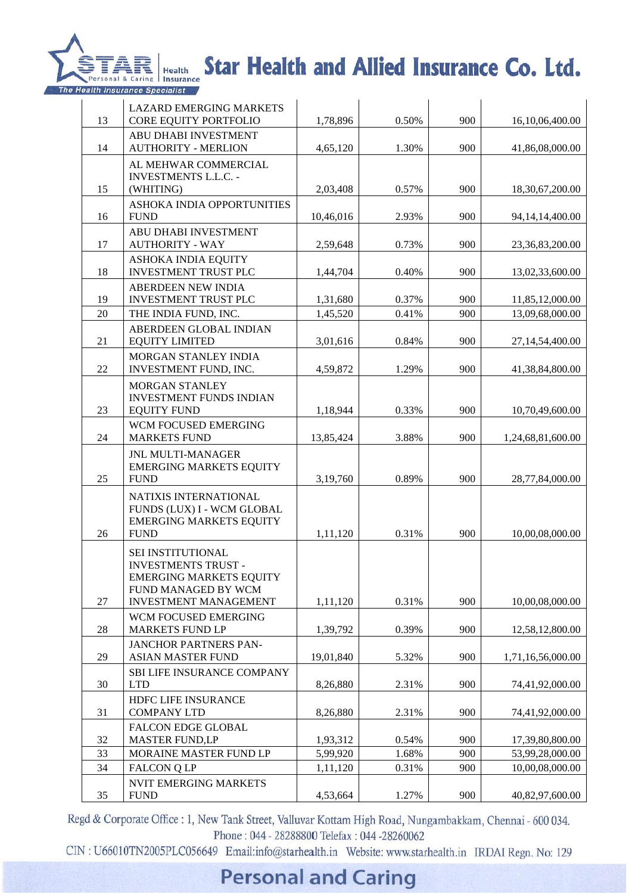| | | | | | |
|---|---|---|---|---|---|
| 13 | LAZARD EMERGING MARKETS CORE EQUITY PORTFOLIO | 1,78,896 | 0.50% | 900 | 16,10,06,400.00 |
| 14 | ABU DHABI INVESTMENT AUTHORITY - MERLION | 4,65,120 | 1.30% | 900 | 41,86,08,000.00 |
| 15 | AL MEHWAR COMMERCIAL INVESTMENTS L.L.C. - (WHITING) | 2,03,408 | 0.57% | 900 | 18,30,67,200.00 |
| 16 | ASHOKA INDIA OPPORTUNITIES FUND | 10,46,016 | 2.93% | 900 | 94,14,14,400.00 |
| 17 | ABU DHABI INVESTMENT AUTHORITY - WAY | 2,59,648 | 0.73% | 900 | 23,36,83,200.00 |
| 18 | ASHOKA INDIA EQUITY INVESTMENT TRUST PLC | 1,44,704 | 0.40% | 900 | 13,02,33,600.00 |
| 19 | ABERDEEN NEW INDIA INVESTMENT TRUST PLC | 1,31,680 | 0.37% | 900 | 11,85,12,000.00 |
| 20 | THE INDIA FUND, INC. | 1,45,520 | 0.41% | 900 | 13,09,68,000.00 |
| 21 | ABERDEEN GLOBAL INDIAN EQUITY LIMITED | 3,01,616 | 0.84% | 900 | 27,14,54,400.00 |
| 22 | MORGAN STANLEY INDIA INVESTMENT FUND, INC. | 4,59,872 | 1.29% | 900 | 41,38,84,800.00 |
| 23 | MORGAN STANLEY INVESTMENT FUNDS INDIAN EQUITY FUND | 1,18,944 | 0.33% | 900 | 10,70,49,600.00 |
| 24 | WCM FOCUSED EMERGING MARKETS FUND | 13,85,424 | 3.88% | 900 | 1,24,68,81,600.00 |
| 25 | JNL MULTI-MANAGER EMERGING MARKETS EQUITY FUND | 3,19,760 | 0.89% | 900 | 28,77,84,000.00 |
| 26 | NATIXIS INTERNATIONAL FUNDS (LUX) I - WCM GLOBAL EMERGING MARKETS EQUITY FUND | 1,11,120 | 0.31% | 900 | 10,00,08,000.00 |
| 27 | SEI INSTITUTIONAL INVESTMENTS TRUST - EMERGING MARKETS EQUITY FUND MANAGED BY WCM INVESTMENT MANAGEMENT | 1,11,120 | 0.31% | 900 | 10,00,08,000.00 |
| 28 | WCM FOCUSED EMERGING MARKETS FUND LP | 1,39,792 | 0.39% | 900 | 12,58,12,800.00 |
| 29 | JANCHOR PARTNERS PAN-ASIAN MASTER FUND | 19,01,840 | 5.32% | 900 | 1,71,16,56,000.00 |
| 30 | SBI LIFE INSURANCE COMPANY LTD | 8,26,880 | 2.31% | 900 | 74,41,92,000.00 |
| 31 | HDFC LIFE INSURANCE COMPANY LTD | 8,26,880 | 2.31% | 900 | 74,41,92,000.00 |
| 32 | FALCON EDGE GLOBAL MASTER FUND,LP | 1,93,312 | 0.54% | 900 | 17,39,80,800.00 |
| 33 | MORAINE MASTER FUND LP | 5,99,920 | 1.68% | 900 | 53,99,28,000.00 |
| 34 | FALCON Q LP | 1,11,120 | 0.31% | 900 | 10,00,08,000.00 |
| 35 | NVIT EMERGING MARKETS FUND | 4,53,664 | 1.27% | 900 | 40,82,97,600.00 |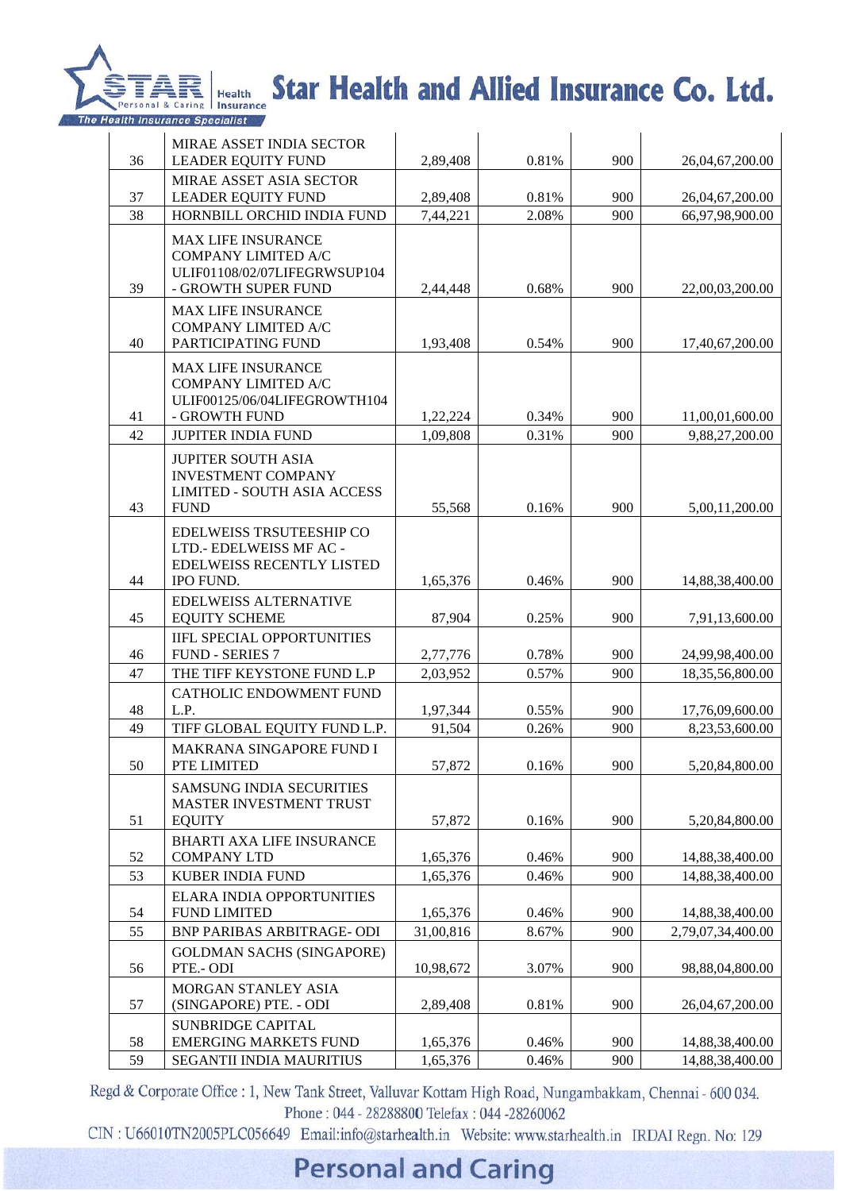| 36 | MIRAE ASSET INDIA SECTOR LEADER EQUITY FUND | 2,89,408 | 0.81% | 900 | 26,04,67,200.00 |
|---|---|---|---|---|---|
| 37 | MIRAE ASSET ASIA SECTOR LEADER EQUITY FUND | 2,89,408 | 0.81% | 900 | 26,04,67,200.00 |
| 38 | HORNBILL ORCHID INDIA FUND | 7,44,221 | 2.08% | 900 | 66,97,98,900.00 |
| 39 | MAX LIFE INSURANCE COMPANY LIMITED A/C ULIF01108/02/07LIFEGRWSUP104 - GROWTH SUPER FUND | 2,44,448 | 0.68% | 900 | 22,00,03,200.00 |
| 40 | MAX LIFE INSURANCE COMPANY LIMITED A/C PARTICIPATING FUND | 1,93,408 | 0.54% | 900 | 17,40,67,200.00 |
| 41 | MAX LIFE INSURANCE COMPANY LIMITED A/C ULIF00125/06/04LIFEGROWTH104 - GROWTH FUND | 1,22,224 | 0.34% | 900 | 11,00,01,600.00 |
| 42 | JUPITER INDIA FUND | 1,09,808 | 0.31% | 900 | 9,88,27,200.00 |
| 43 | JUPITER SOUTH ASIA INVESTMENT COMPANY LIMITED - SOUTH ASIA ACCESS FUND | 55,568 | 0.16% | 900 | 5,00,11,200.00 |
| 44 | EDELWEISS TRSUTEESHIP CO LTD.- EDELWEISS MF AC - EDELWEISS RECENTLY LISTED IPO FUND. | 1,65,376 | 0.46% | 900 | 14,88,38,400.00 |
| 45 | EDELWEISS ALTERNATIVE EQUITY SCHEME | 87,904 | 0.25% | 900 | 7,91,13,600.00 |
| 46 | IIFL SPECIAL OPPORTUNITIES FUND - SERIES 7 | 2,77,776 | 0.78% | 900 | 24,99,98,400.00 |
| 47 | THE TIFF KEYSTONE FUND L.P | 2,03,952 | 0.57% | 900 | 18,35,56,800.00 |
| 48 | CATHOLIC ENDOWMENT FUND L.P. | 1,97,344 | 0.55% | 900 | 17,76,09,600.00 |
| 49 | TIFF GLOBAL EQUITY FUND L.P. | 91,504 | 0.26% | 900 | 8,23,53,600.00 |
| 50 | MAKRANA SINGAPORE FUND I PTE LIMITED | 57,872 | 0.16% | 900 | 5,20,84,800.00 |
| 51 | SAMSUNG INDIA SECURITIES MASTER INVESTMENT TRUST EQUITY | 57,872 | 0.16% | 900 | 5,20,84,800.00 |
| 52 | BHARTI AXA LIFE INSURANCE COMPANY LTD | 1,65,376 | 0.46% | 900 | 14,88,38,400.00 |
| 53 | KUBER INDIA FUND | 1,65,376 | 0.46% | 900 | 14,88,38,400.00 |
| 54 | ELARA INDIA OPPORTUNITIES FUND LIMITED | 1,65,376 | 0.46% | 900 | 14,88,38,400.00 |
| 55 | BNP PARIBAS ARBITRAGE- ODI | 31,00,816 | 8.67% | 900 | 2,79,07,34,400.00 |
| 56 | GOLDMAN SACHS (SINGAPORE) PTE.- ODI | 10,98,672 | 3.07% | 900 | 98,88,04,800.00 |
| 57 | MORGAN STANLEY ASIA (SINGAPORE) PTE. - ODI | 2,89,408 | 0.81% | 900 | 26,04,67,200.00 |
| 58 | SUNBRIDGE CAPITAL EMERGING MARKETS FUND | 1,65,376 | 0.46% | 900 | 14,88,38,400.00 |
| 59 | SEGANTII INDIA MAURITIUS | 1,65,376 | 0.46% | 900 | 14,88,38,400.00 |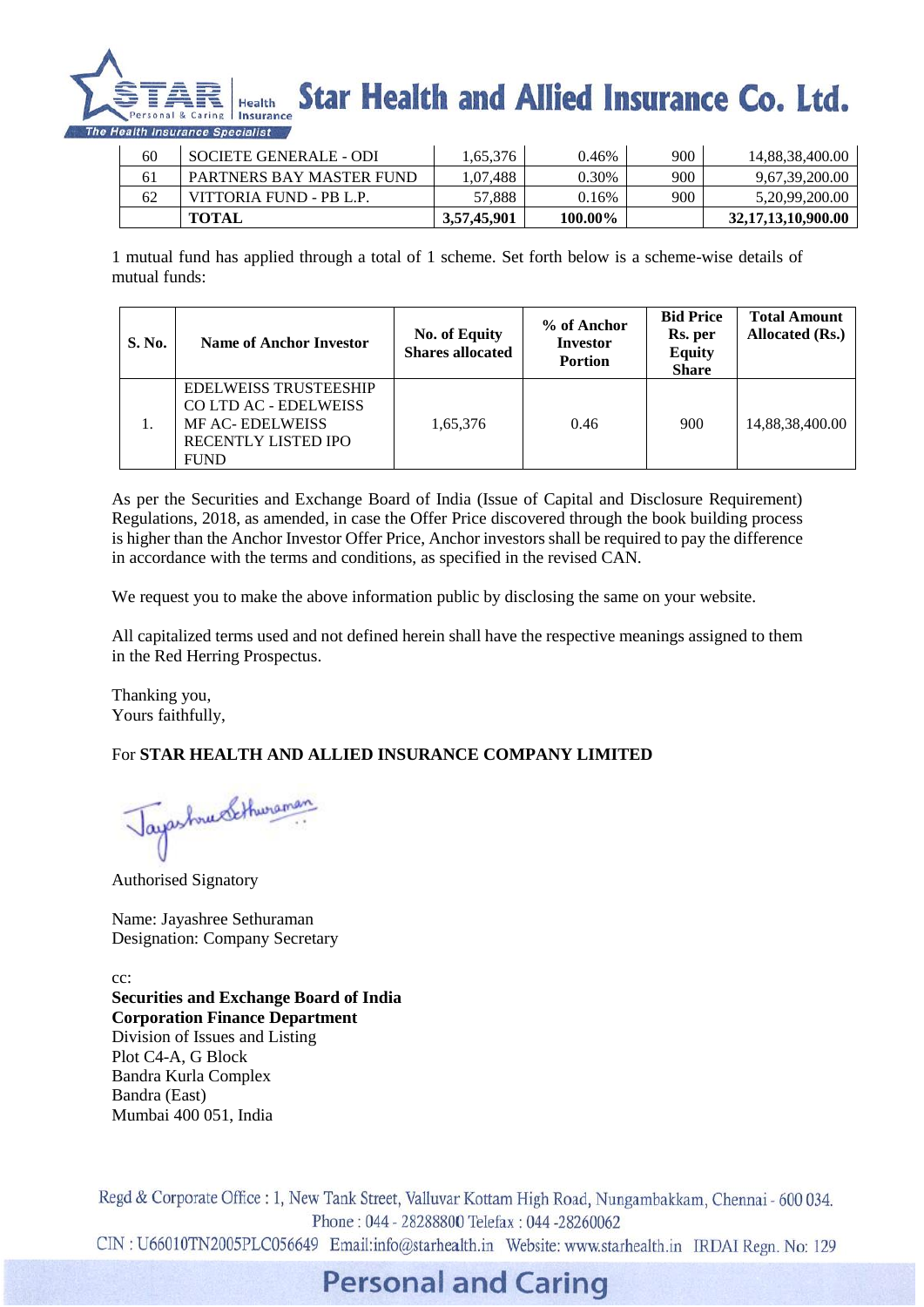| | | | | | |
|---|---|---|---|---|---|
| 60 | SOCIETE GENERALE - ODI | 1,65,376 | 0.46% | 900 | 14,88,38,400.00 |
| 61 | PARTNERS BAY MASTER FUND | 1,07,488 | 0.30% | 900 | 9,67,39,200.00 |
| 62 | VITTORIA FUND - PB L.P. | 57,888 | 0.16% | 900 | 5,20,99,200.00 |
| | **TOTAL** | **3,57,45,901** | **100.00%** | | **32,17,13,10,900.00** |

1 mutual fund has applied through a total of 1 scheme. Set forth below is a scheme-wise details of mutual funds:

| S. No. | Name of Anchor Investor | No. of Equity Shares allocated | % of Anchor Investor Portion | Bid Price Rs. per Equity Share | Total Amount Allocated (Rs.) |
|---|---|---|---|---|---|
| 1. | EDELWEISS TRUSTEESHIP CO LTD AC - EDELWEISS MF AC- EDELWEISS RECENTLY LISTED IPO FUND | 1,65,376 | 0.46 | 900 | 14,88,38,400.00 |

As per the Securities and Exchange Board of India (Issue of Capital and Disclosure Requirement) Regulations, 2018, as amended, in case the Offer Price discovered through the book building process is higher than the Anchor Investor Offer Price, Anchor investors shall be required to pay the difference in accordance with the terms and conditions, as specified in the revised CAN.

We request you to make the above information public by disclosing the same on your website.

All capitalized terms used and not defined herein shall have the respective meanings assigned to them in the Red Herring Prospectus.

Thanking you,
Yours faithfully,

For **STAR HEALTH AND ALLIED INSURANCE COMPANY LIMITED**

Authorised Signatory

Name: Jayashree Sethuraman
Designation: Company Secretary

cc:
**Securities and Exchange Board of India**
**Corporation Finance Department**
Division of Issues and Listing
Plot C4-A, G Block
Bandra Kurla Complex
Bandra (East)
Mumbai 400 051, India